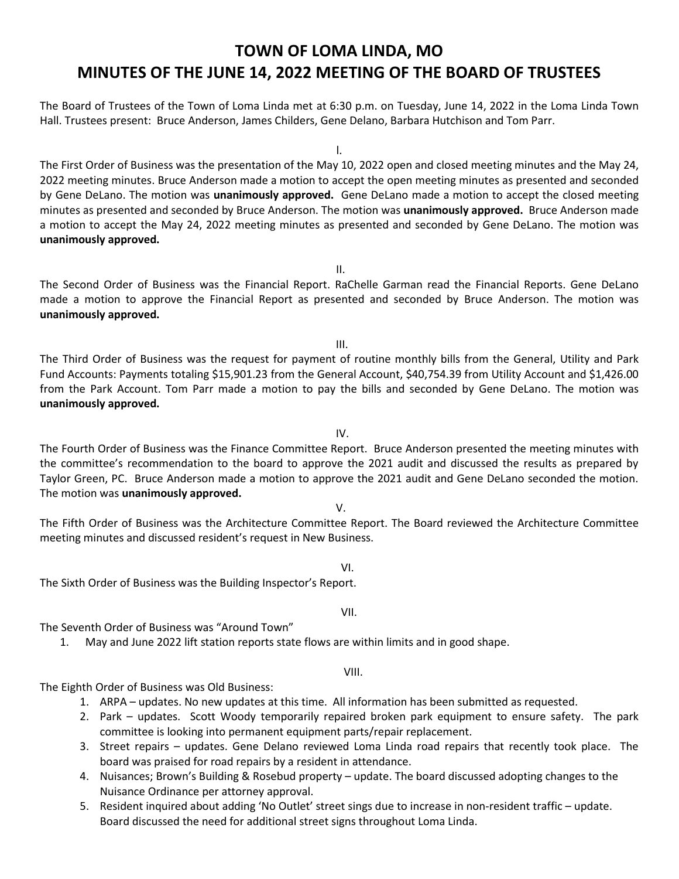# TOWN OF LOMA LINDA, MO
# MINUTES OF THE JUNE 14, 2022 MEETING OF THE BOARD OF TRUSTEES

The Board of Trustees of the Town of Loma Linda met at 6:30 p.m. on Tuesday, June 14, 2022 in the Loma Linda Town Hall. Trustees present: Bruce Anderson, James Childers, Gene Delano, Barbara Hutchison and Tom Parr.

I.

The First Order of Business was the presentation of the May 10, 2022 open and closed meeting minutes and the May 24, 2022 meeting minutes. Bruce Anderson made a motion to accept the open meeting minutes as presented and seconded by Gene DeLano. The motion was **unanimously approved.** Gene DeLano made a motion to accept the closed meeting minutes as presented and seconded by Bruce Anderson. The motion was **unanimously approved.** Bruce Anderson made a motion to accept the May 24, 2022 meeting minutes as presented and seconded by Gene DeLano. The motion was **unanimously approved.**

II.

The Second Order of Business was the Financial Report. RaChelle Garman read the Financial Reports. Gene DeLano made a motion to approve the Financial Report as presented and seconded by Bruce Anderson. The motion was **unanimously approved.**

III.

The Third Order of Business was the request for payment of routine monthly bills from the General, Utility and Park Fund Accounts: Payments totaling $15,901.23 from the General Account, $40,754.39 from Utility Account and $1,426.00 from the Park Account. Tom Parr made a motion to pay the bills and seconded by Gene DeLano. The motion was **unanimously approved.**

IV.

The Fourth Order of Business was the Finance Committee Report. Bruce Anderson presented the meeting minutes with the committee's recommendation to the board to approve the 2021 audit and discussed the results as prepared by Taylor Green, PC. Bruce Anderson made a motion to approve the 2021 audit and Gene DeLano seconded the motion. The motion was **unanimously approved.**

V.

The Fifth Order of Business was the Architecture Committee Report. The Board reviewed the Architecture Committee meeting minutes and discussed resident's request in New Business.

VI.

The Sixth Order of Business was the Building Inspector's Report.

VII.

The Seventh Order of Business was "Around Town"

1. May and June 2022 lift station reports state flows are within limits and in good shape.

VIII.

The Eighth Order of Business was Old Business:

1. ARPA – updates. No new updates at this time. All information has been submitted as requested.
2. Park – updates. Scott Woody temporarily repaired broken park equipment to ensure safety. The park committee is looking into permanent equipment parts/repair replacement.
3. Street repairs – updates. Gene Delano reviewed Loma Linda road repairs that recently took place. The board was praised for road repairs by a resident in attendance.
4. Nuisances; Brown's Building & Rosebud property – update. The board discussed adopting changes to the Nuisance Ordinance per attorney approval.
5. Resident inquired about adding 'No Outlet' street sings due to increase in non-resident traffic – update. Board discussed the need for additional street signs throughout Loma Linda.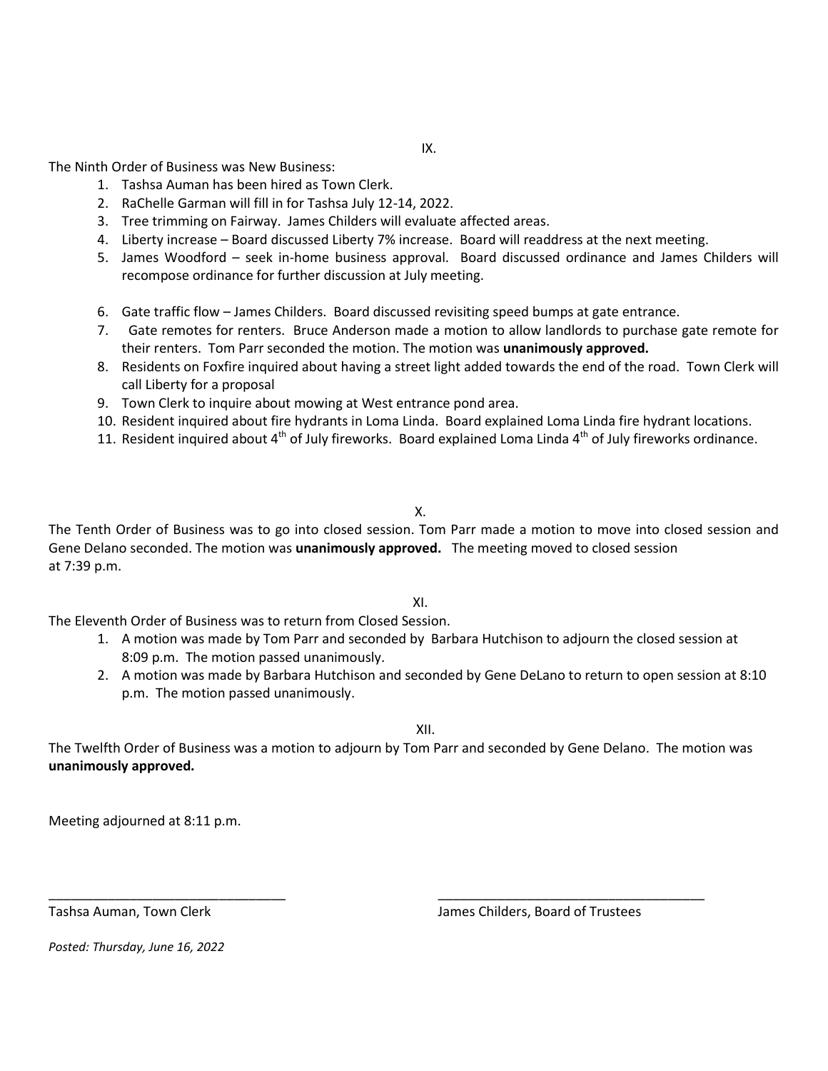IX.

The Ninth Order of Business was New Business:

1. Tashsa Auman has been hired as Town Clerk.
2. RaChelle Garman will fill in for Tashsa July 12-14, 2022.
3. Tree trimming on Fairway. James Childers will evaluate affected areas.
4. Liberty increase – Board discussed Liberty 7% increase. Board will readdress at the next meeting.
5. James Woodford – seek in-home business approval. Board discussed ordinance and James Childers will recompose ordinance for further discussion at July meeting.
6. Gate traffic flow – James Childers. Board discussed revisiting speed bumps at gate entrance.
7. Gate remotes for renters. Bruce Anderson made a motion to allow landlords to purchase gate remote for their renters. Tom Parr seconded the motion. The motion was **unanimously approved.**
8. Residents on Foxfire inquired about having a street light added towards the end of the road. Town Clerk will call Liberty for a proposal
9. Town Clerk to inquire about mowing at West entrance pond area.
10. Resident inquired about fire hydrants in Loma Linda. Board explained Loma Linda fire hydrant locations.
11. Resident inquired about 4th of July fireworks. Board explained Loma Linda 4th of July fireworks ordinance.

X.

The Tenth Order of Business was to go into closed session. Tom Parr made a motion to move into closed session and Gene Delano seconded. The motion was **unanimously approved.** The meeting moved to closed session at 7:39 p.m.

XI.

The Eleventh Order of Business was to return from Closed Session.

1. A motion was made by Tom Parr and seconded by Barbara Hutchison to adjourn the closed session at 8:09 p.m. The motion passed unanimously.
2. A motion was made by Barbara Hutchison and seconded by Gene DeLano to return to open session at 8:10 p.m. The motion passed unanimously.

XII.

The Twelfth Order of Business was a motion to adjourn by Tom Parr and seconded by Gene Delano. The motion was **unanimously approved.**

Meeting adjourned at 8:11 p.m.

\_\_\_\_\_\_\_\_\_\_\_\_\_\_\_\_\_\_\_\_\_\_\_\_\_\_\_\_\_\_\_\_
Tashsa Auman, Town Clerk

\_\_\_\_\_\_\_\_\_\_\_\_\_\_\_\_\_\_\_\_\_\_\_\_\_\_\_\_\_\_\_\_
James Childers, Board of Trustees

*Posted: Thursday, June 16, 2022*